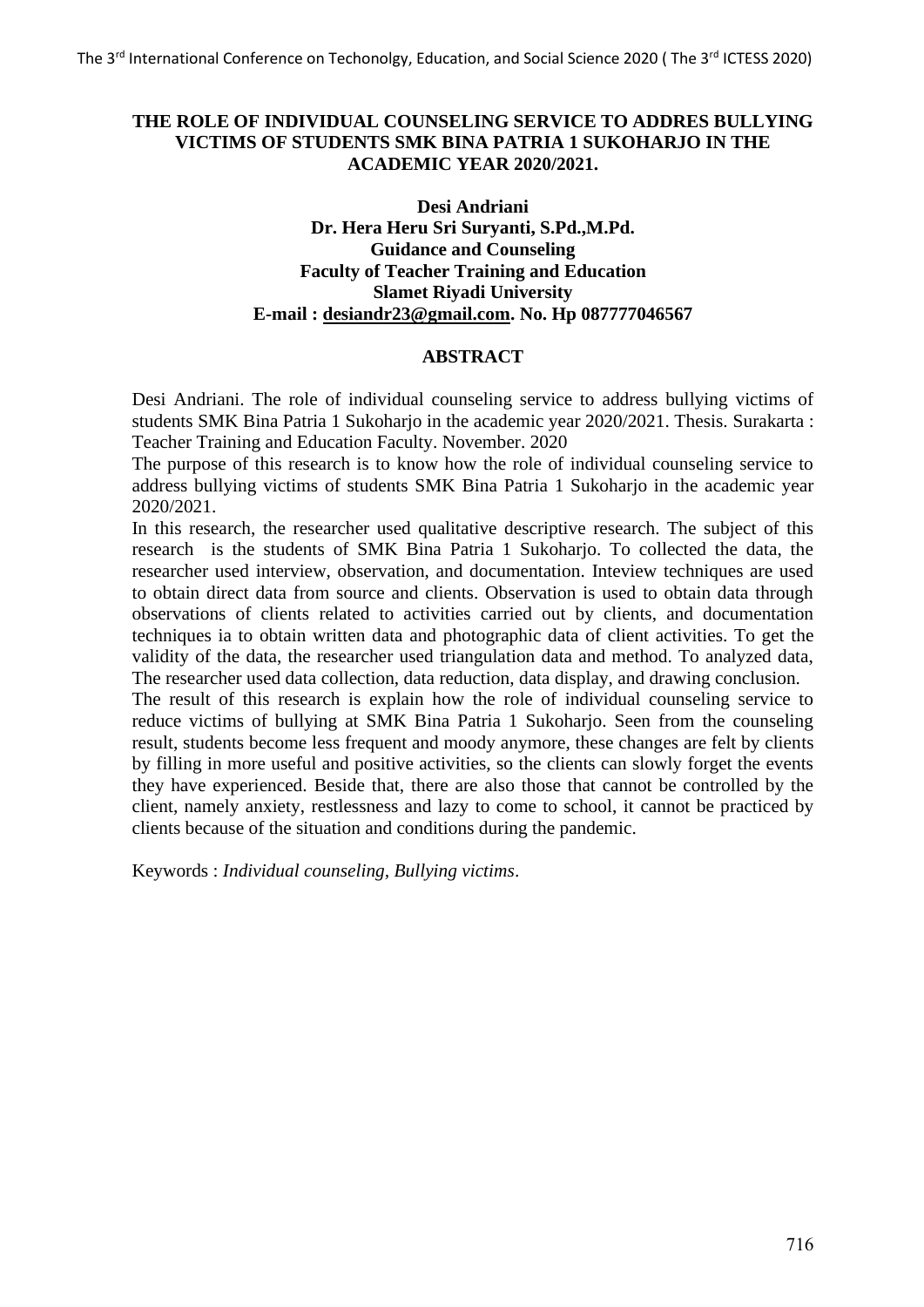# THE ROLE OF INDIVIDUAL COUNSELING SERVICE TO ADDRES BULLYING VICTIMS OF STUDENTS SMK BINA PATRIA 1 SUKOHARJO IN THE ACADEMIC YEAR 2020/2021.

**Desi Andriani**
**Dr. Hera Heru Sri Suryanti, S.Pd.,M.Pd.**
**Guidance and Counseling**
**Faculty of Teacher Training and Education**
**Slamet Riyadi University**
**E-mail : desiandr23@gmail.com. No. Hp 087777046567**

## ABSTRACT

Desi Andriani. The role of individual counseling service to address bullying victims of students SMK Bina Patria 1 Sukoharjo in the academic year 2020/2021. Thesis. Surakarta : Teacher Training and Education Faculty. November. 2020

The purpose of this research is to know how the role of individual counseling service to address bullying victims of students SMK Bina Patria 1 Sukoharjo in the academic year 2020/2021.

In this research, the researcher used qualitative descriptive research. The subject of this research is the students of SMK Bina Patria 1 Sukoharjo. To collected the data, the researcher used interview, observation, and documentation. Inteview techniques are used to obtain direct data from source and clients. Observation is used to obtain data through observations of clients related to activities carried out by clients, and documentation techniques ia to obtain written data and photographic data of client activities. To get the validity of the data, the researcher used triangulation data and method. To analyzed data, The researcher used data collection, data reduction, data display, and drawing conclusion.

The result of this research is explain how the role of individual counseling service to reduce victims of bullying at SMK Bina Patria 1 Sukoharjo. Seen from the counseling result, students become less frequent and moody anymore, these changes are felt by clients by filling in more useful and positive activities, so the clients can slowly forget the events they have experienced. Beside that, there are also those that cannot be controlled by the client, namely anxiety, restlessness and lazy to come to school, it cannot be practiced by clients because of the situation and conditions during the pandemic.

Keywords : *Individual counseling, Bullying victims*.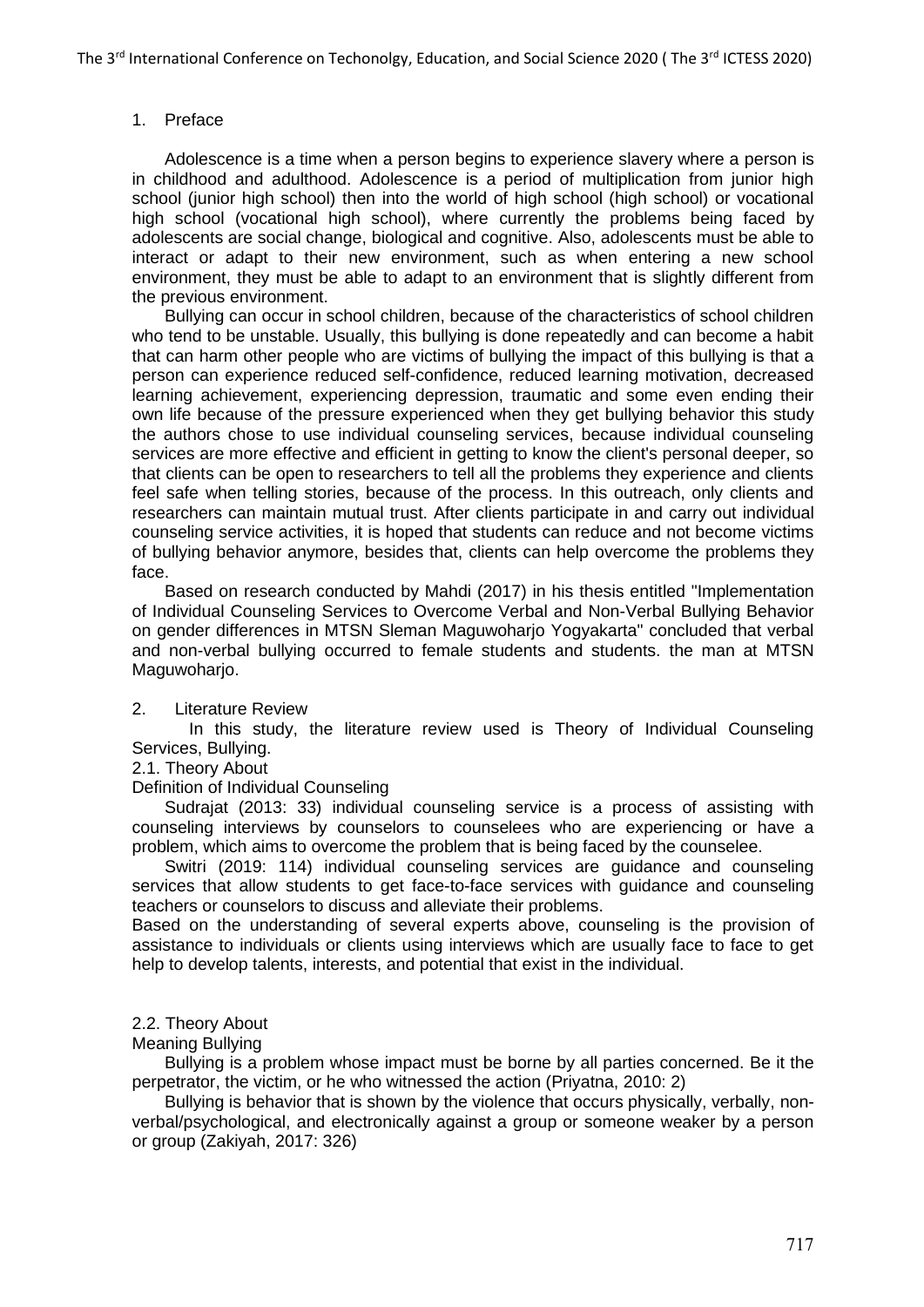## 1. Preface

Adolescence is a time when a person begins to experience slavery where a person is in childhood and adulthood. Adolescence is a period of multiplication from junior high school (junior high school) then into the world of high school (high school) or vocational high school (vocational high school), where currently the problems being faced by adolescents are social change, biological and cognitive. Also, adolescents must be able to interact or adapt to their new environment, such as when entering a new school environment, they must be able to adapt to an environment that is slightly different from the previous environment.

Bullying can occur in school children, because of the characteristics of school children who tend to be unstable. Usually, this bullying is done repeatedly and can become a habit that can harm other people who are victims of bullying the impact of this bullying is that a person can experience reduced self-confidence, reduced learning motivation, decreased learning achievement, experiencing depression, traumatic and some even ending their own life because of the pressure experienced when they get bullying behavior this study the authors chose to use individual counseling services, because individual counseling services are more effective and efficient in getting to know the client's personal deeper, so that clients can be open to researchers to tell all the problems they experience and clients feel safe when telling stories, because of the process. In this outreach, only clients and researchers can maintain mutual trust. After clients participate in and carry out individual counseling service activities, it is hoped that students can reduce and not become victims of bullying behavior anymore, besides that, clients can help overcome the problems they face.

Based on research conducted by Mahdi (2017) in his thesis entitled "Implementation of Individual Counseling Services to Overcome Verbal and Non-Verbal Bullying Behavior on gender differences in MTSN Sleman Maguwoharjo Yogyakarta" concluded that verbal and non-verbal bullying occurred to female students and students. the man at MTSN Maguwoharjo.

## 2. Literature Review

In this study, the literature review used is Theory of Individual Counseling Services, Bullying.

### 2.1. Theory About

Definition of Individual Counseling

Sudrajat (2013: 33) individual counseling service is a process of assisting with counseling interviews by counselors to counselees who are experiencing or have a problem, which aims to overcome the problem that is being faced by the counselee.

Switri (2019: 114) individual counseling services are guidance and counseling services that allow students to get face-to-face services with guidance and counseling teachers or counselors to discuss and alleviate their problems.

Based on the understanding of several experts above, counseling is the provision of assistance to individuals or clients using interviews which are usually face to face to get help to develop talents, interests, and potential that exist in the individual.

### 2.2. Theory About

Meaning Bullying

Bullying is a problem whose impact must be borne by all parties concerned. Be it the perpetrator, the victim, or he who witnessed the action (Priyatna, 2010: 2)

Bullying is behavior that is shown by the violence that occurs physically, verbally, non-verbal/psychological, and electronically against a group or someone weaker by a person or group (Zakiyah, 2017: 326)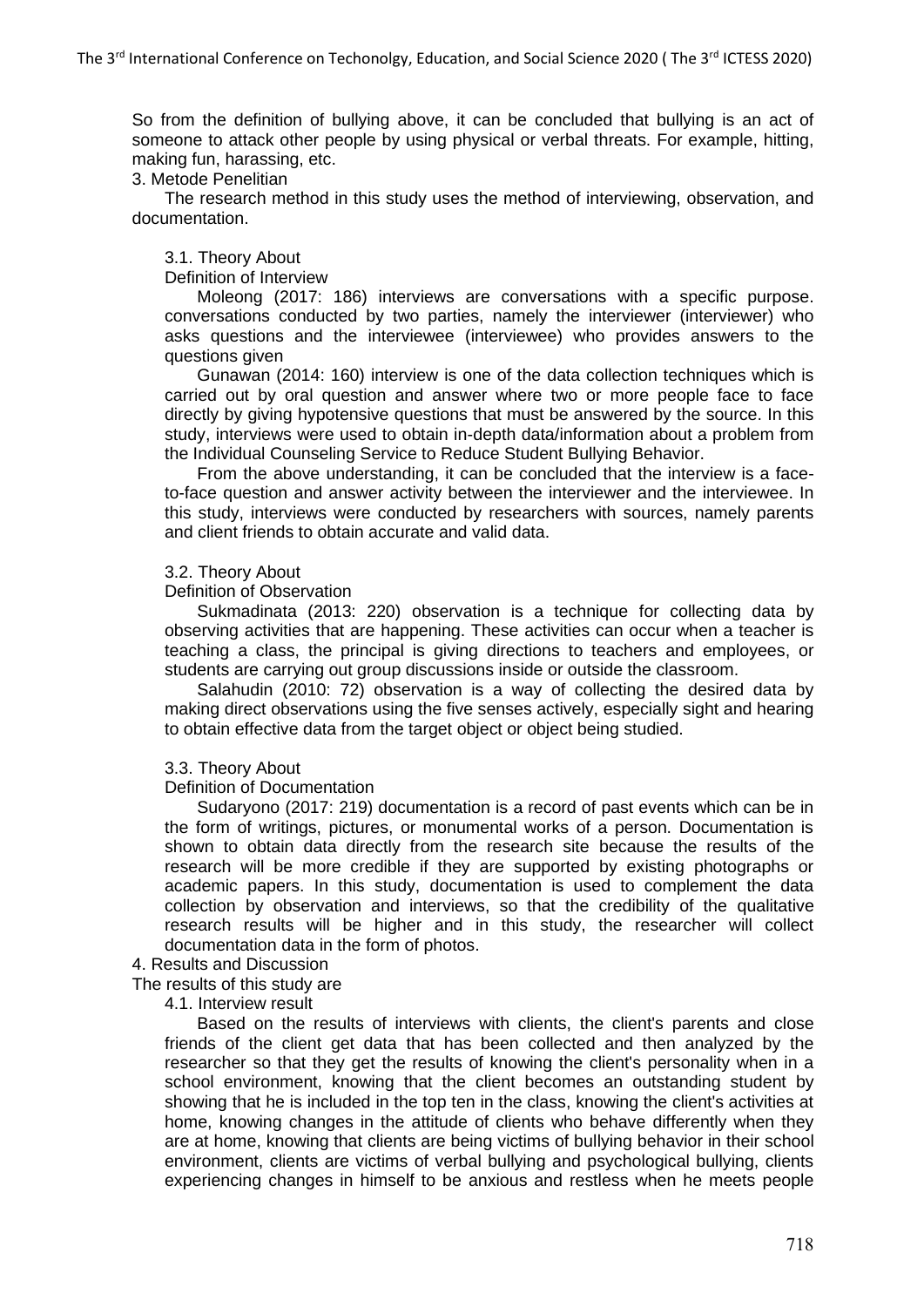So from the definition of bullying above, it can be concluded that bullying is an act of someone to attack other people by using physical or verbal threats. For example, hitting, making fun, harassing, etc.

## 3. Metode Penelitian

The research method in this study uses the method of interviewing, observation, and documentation.

### 3.1. Theory About

Definition of Interview

Moleong (2017: 186) interviews are conversations with a specific purpose. conversations conducted by two parties, namely the interviewer (interviewer) who asks questions and the interviewee (interviewee) who provides answers to the questions given

Gunawan (2014: 160) interview is one of the data collection techniques which is carried out by oral question and answer where two or more people face to face directly by giving hypotensive questions that must be answered by the source. In this study, interviews were used to obtain in-depth data/information about a problem from the Individual Counseling Service to Reduce Student Bullying Behavior.

From the above understanding, it can be concluded that the interview is a face-to-face question and answer activity between the interviewer and the interviewee. In this study, interviews were conducted by researchers with sources, namely parents and client friends to obtain accurate and valid data.

### 3.2. Theory About

Definition of Observation

Sukmadinata (2013: 220) observation is a technique for collecting data by observing activities that are happening. These activities can occur when a teacher is teaching a class, the principal is giving directions to teachers and employees, or students are carrying out group discussions inside or outside the classroom.

Salahudin (2010: 72) observation is a way of collecting the desired data by making direct observations using the five senses actively, especially sight and hearing to obtain effective data from the target object or object being studied.

### 3.3. Theory About

Definition of Documentation

Sudaryono (2017: 219) documentation is a record of past events which can be in the form of writings, pictures, or monumental works of a person. Documentation is shown to obtain data directly from the research site because the results of the research will be more credible if they are supported by existing photographs or academic papers. In this study, documentation is used to complement the data collection by observation and interviews, so that the credibility of the qualitative research results will be higher and in this study, the researcher will collect documentation data in the form of photos.

## 4. Results and Discussion

The results of this study are

### 4.1. Interview result

Based on the results of interviews with clients, the client's parents and close friends of the client get data that has been collected and then analyzed by the researcher so that they get the results of knowing the client's personality when in a school environment, knowing that the client becomes an outstanding student by showing that he is included in the top ten in the class, knowing the client's activities at home, knowing changes in the attitude of clients who behave differently when they are at home, knowing that clients are being victims of bullying behavior in their school environment, clients are victims of verbal bullying and psychological bullying, clients experiencing changes in himself to be anxious and restless when he meets people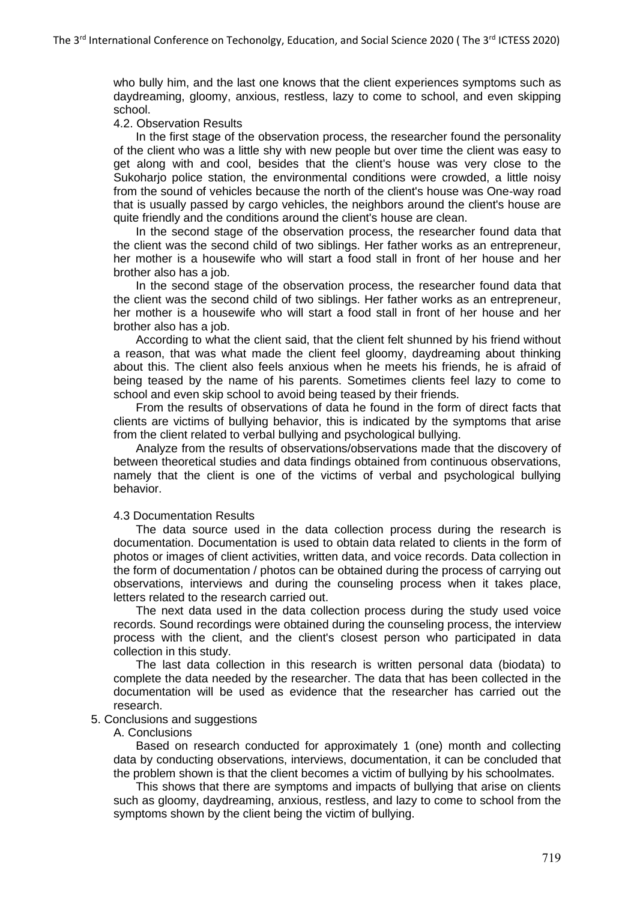who bully him, and the last one knows that the client experiences symptoms such as daydreaming, gloomy, anxious, restless, lazy to come to school, and even skipping school.

### 4.2. Observation Results

In the first stage of the observation process, the researcher found the personality of the client who was a little shy with new people but over time the client was easy to get along with and cool, besides that the client's house was very close to the Sukoharjo police station, the environmental conditions were crowded, a little noisy from the sound of vehicles because the north of the client's house was One-way road that is usually passed by cargo vehicles, the neighbors around the client's house are quite friendly and the conditions around the client's house are clean.

In the second stage of the observation process, the researcher found data that the client was the second child of two siblings. Her father works as an entrepreneur, her mother is a housewife who will start a food stall in front of her house and her brother also has a job.

In the second stage of the observation process, the researcher found data that the client was the second child of two siblings. Her father works as an entrepreneur, her mother is a housewife who will start a food stall in front of her house and her brother also has a job.

According to what the client said, that the client felt shunned by his friend without a reason, that was what made the client feel gloomy, daydreaming about thinking about this. The client also feels anxious when he meets his friends, he is afraid of being teased by the name of his parents. Sometimes clients feel lazy to come to school and even skip school to avoid being teased by their friends.

From the results of observations of data he found in the form of direct facts that clients are victims of bullying behavior, this is indicated by the symptoms that arise from the client related to verbal bullying and psychological bullying.

Analyze from the results of observations/observations made that the discovery of between theoretical studies and data findings obtained from continuous observations, namely that the client is one of the victims of verbal and psychological bullying behavior.

### 4.3 Documentation Results

The data source used in the data collection process during the research is documentation. Documentation is used to obtain data related to clients in the form of photos or images of client activities, written data, and voice records. Data collection in the form of documentation / photos can be obtained during the process of carrying out observations, interviews and during the counseling process when it takes place, letters related to the research carried out.

The next data used in the data collection process during the study used voice records. Sound recordings were obtained during the counseling process, the interview process with the client, and the client's closest person who participated in data collection in this study.

The last data collection in this research is written personal data (biodata) to complete the data needed by the researcher. The data that has been collected in the documentation will be used as evidence that the researcher has carried out the research.

## 5. Conclusions and suggestions

### A. Conclusions

Based on research conducted for approximately 1 (one) month and collecting data by conducting observations, interviews, documentation, it can be concluded that the problem shown is that the client becomes a victim of bullying by his schoolmates.

This shows that there are symptoms and impacts of bullying that arise on clients such as gloomy, daydreaming, anxious, restless, and lazy to come to school from the symptoms shown by the client being the victim of bullying.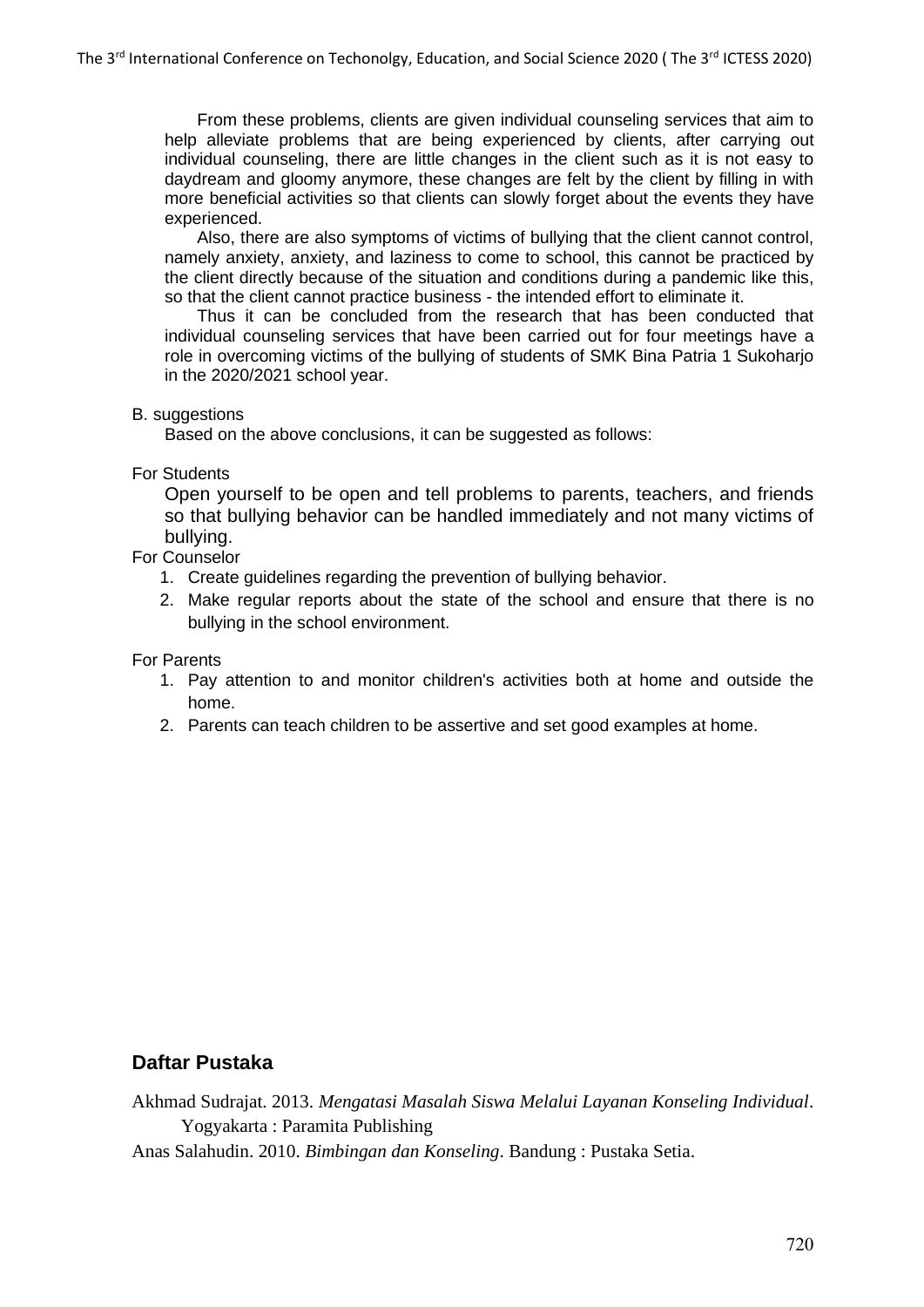From these problems, clients are given individual counseling services that aim to help alleviate problems that are being experienced by clients, after carrying out individual counseling, there are little changes in the client such as it is not easy to daydream and gloomy anymore, these changes are felt by the client by filling in with more beneficial activities so that clients can slowly forget about the events they have experienced.

Also, there are also symptoms of victims of bullying that the client cannot control, namely anxiety, anxiety, and laziness to come to school, this cannot be practiced by the client directly because of the situation and conditions during a pandemic like this, so that the client cannot practice business - the intended effort to eliminate it.

Thus it can be concluded from the research that has been conducted that individual counseling services that have been carried out for four meetings have a role in overcoming victims of the bullying of students of SMK Bina Patria 1 Sukoharjo in the 2020/2021 school year.

B. suggestions

Based on the above conclusions, it can be suggested as follows:

For Students

Open yourself to be open and tell problems to parents, teachers, and friends so that bullying behavior can be handled immediately and not many victims of bullying.

For Counselor

1. Create guidelines regarding the prevention of bullying behavior.
2. Make regular reports about the state of the school and ensure that there is no bullying in the school environment.

For Parents

1. Pay attention to and monitor children's activities both at home and outside the home.
2. Parents can teach children to be assertive and set good examples at home.

## Daftar Pustaka

Akhmad Sudrajat. 2013. *Mengatasi Masalah Siswa Melalui Layanan Konseling Individual*. Yogyakarta : Paramita Publishing

Anas Salahudin. 2010. *Bimbingan dan Konseling*. Bandung : Pustaka Setia.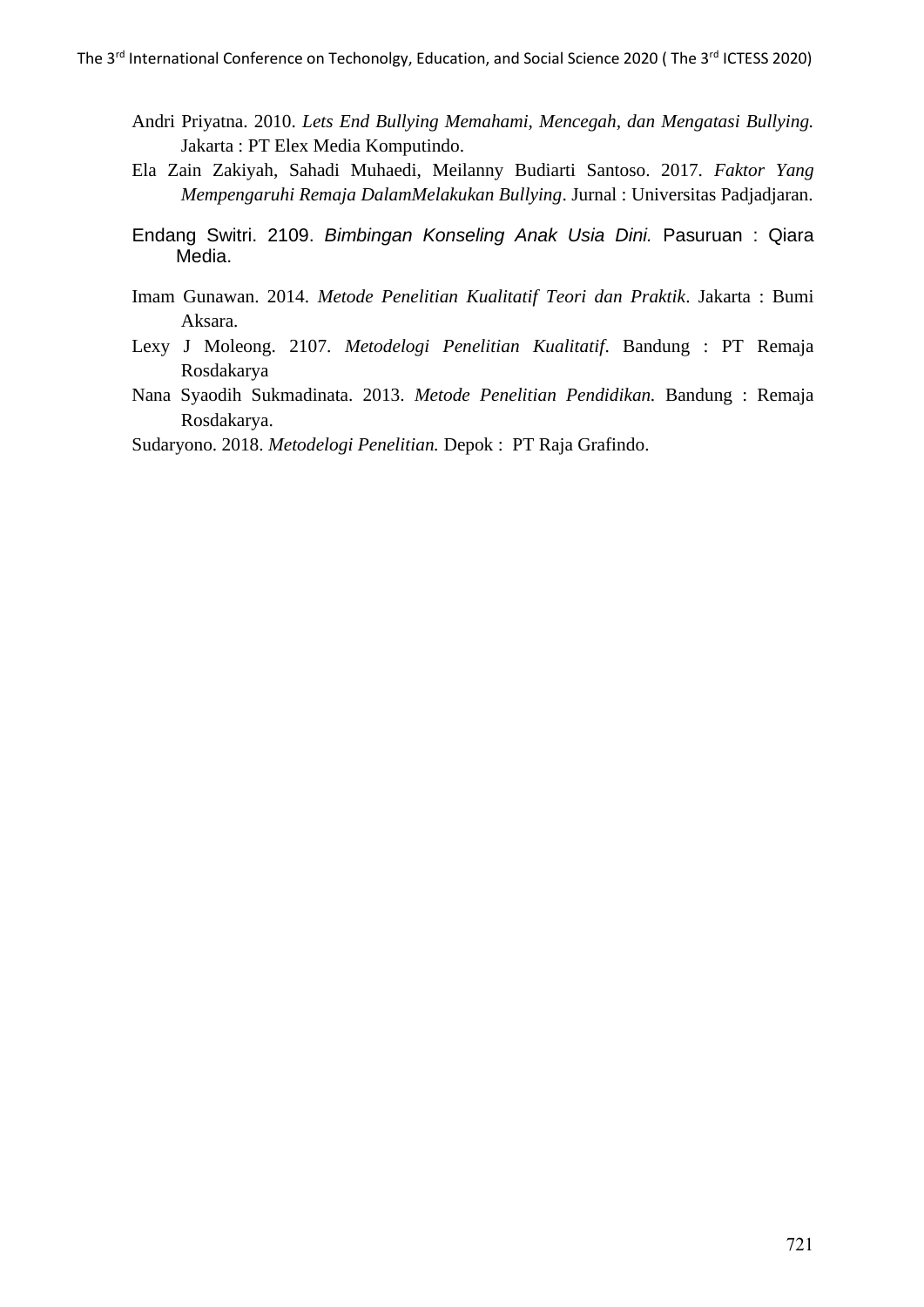Andri Priyatna. 2010. *Lets End Bullying Memahami, Mencegah, dan Mengatasi Bullying.* Jakarta : PT Elex Media Komputindo.

Ela Zain Zakiyah, Sahadi Muhaedi, Meilanny Budiarti Santoso. 2017. *Faktor Yang Mempengaruhi Remaja DalamMelakukan Bullying*. Jurnal : Universitas Padjadjaran.

Endang Switri. 2109. *Bimbingan Konseling Anak Usia Dini.* Pasuruan : Qiara Media.

Imam Gunawan. 2014. *Metode Penelitian Kualitatif Teori dan Praktik*. Jakarta : Bumi Aksara.

Lexy J Moleong. 2107. *Metodelogi Penelitian Kualitatif*. Bandung : PT Remaja Rosdakarya

Nana Syaodih Sukmadinata. 2013. *Metode Penelitian Pendidikan.* Bandung : Remaja Rosdakarya.

Sudaryono. 2018. *Metodelogi Penelitian.* Depok : PT Raja Grafindo.